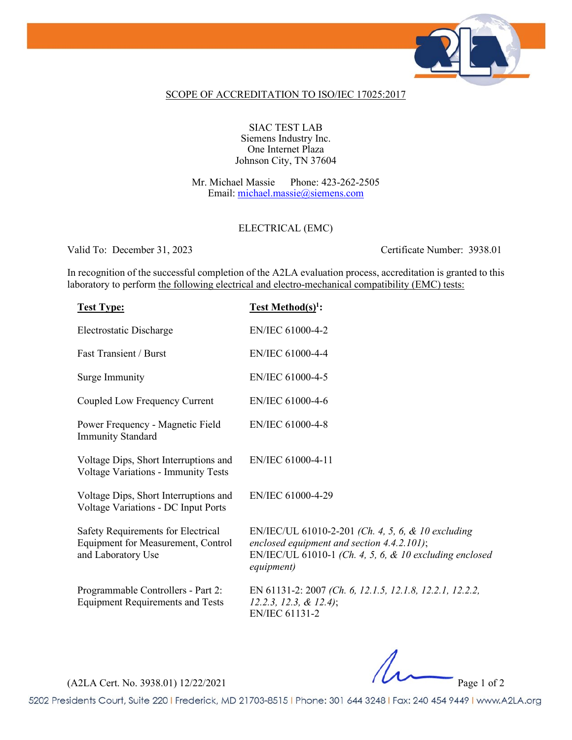## SCOPE OF ACCREDITATION TO ISO/IEC 17025:2017

SIAC TEST LAB
Siemens Industry Inc.
One Internet Plaza
Johnson City, TN 37604

Mr. Michael Massie Phone: 423-262-2505
Email: michael.massie@siemens.com

### ELECTRICAL (EMC)

Valid To: December 31, 2023 Certificate Number: 3938.01

In recognition of the successful completion of the A2LA evaluation process, accreditation is granted to this laboratory to perform the following electrical and electro-mechanical compatibility (EMC) tests:

| **Test Type:** | **Test Method(s)[1]:** |
|---|---|
| Electrostatic Discharge | EN/IEC 61000-4-2 |
| Fast Transient / Burst | EN/IEC 61000-4-4 |
| Surge Immunity | EN/IEC 61000-4-5 |
| Coupled Low Frequency Current | EN/IEC 61000-4-6 |
| Power Frequency - Magnetic Field Immunity Standard | EN/IEC 61000-4-8 |
| Voltage Dips, Short Interruptions and Voltage Variations - Immunity Tests | EN/IEC 61000-4-11 |
| Voltage Dips, Short Interruptions and Voltage Variations - DC Input Ports | EN/IEC 61000-4-29 |
| Safety Requirements for Electrical Equipment for Measurement, Control and Laboratory Use | EN/IEC/UL 61010-2-201 *(Ch. 4, 5, 6, & 10 excluding enclosed equipment and section 4.4.2.101)*; EN/IEC/UL 61010-1 *(Ch. 4, 5, 6, & 10 excluding enclosed equipment)* |
| Programmable Controllers - Part 2: Equipment Requirements and Tests | EN 61131-2: 2007 *(Ch. 6, 12.1.5, 12.1.8, 12.2.1, 12.2.2, 12.2.3, 12.3, & 12.4)*; EN/IEC 61131-2 |

(A2LA Cert. No. 3938.01) 12/22/2021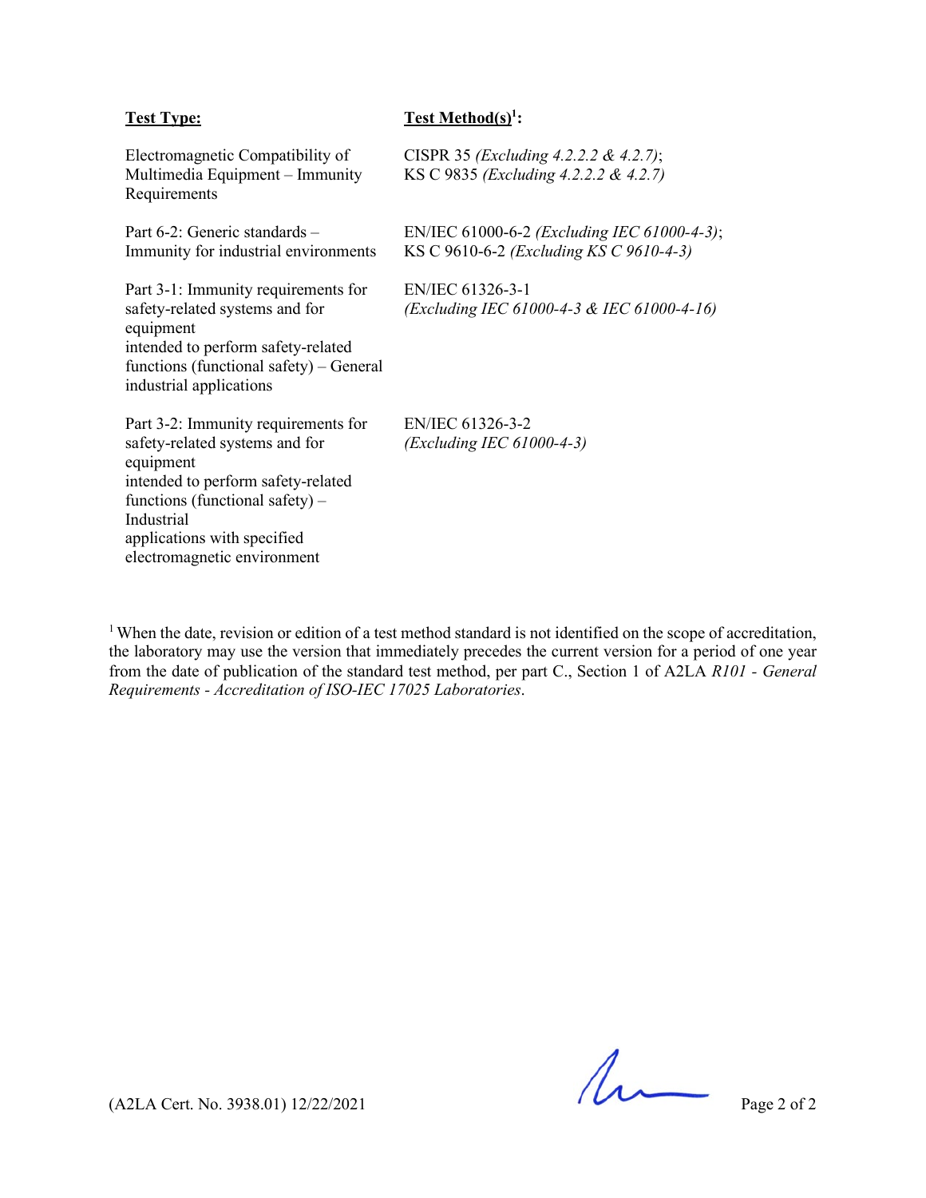| **Test Type:** | **Test Method(s)[1]:** |
|---|---|
| Electromagnetic Compatibility of Multimedia Equipment – Immunity Requirements | CISPR 35 *(Excluding 4.2.2.2 & 4.2.7)*; KS C 9835 *(Excluding 4.2.2.2 & 4.2.7)* |
| Part 6-2: Generic standards – Immunity for industrial environments | EN/IEC 61000-6-2 *(Excluding IEC 61000-4-3)*; KS C 9610-6-2 *(Excluding KS C 9610-4-3)* |
| Part 3-1: Immunity requirements for safety-related systems and for equipment intended to perform safety-related functions (functional safety) – General industrial applications | EN/IEC 61326-3-1 *(Excluding IEC 61000-4-3 & IEC 61000-4-16)* |
| Part 3-2: Immunity requirements for safety-related systems and for equipment intended to perform safety-related functions (functional safety) – Industrial applications with specified electromagnetic environment | EN/IEC 61326-3-2 *(Excluding IEC 61000-4-3)* |

[1] When the date, revision or edition of a test method standard is not identified on the scope of accreditation, the laboratory may use the version that immediately precedes the current version for a period of one year from the date of publication of the standard test method, per part C., Section 1 of A2LA *R101 - General Requirements - Accreditation of ISO-IEC 17025 Laboratories*.

(A2LA Cert. No. 3938.01) 12/22/2021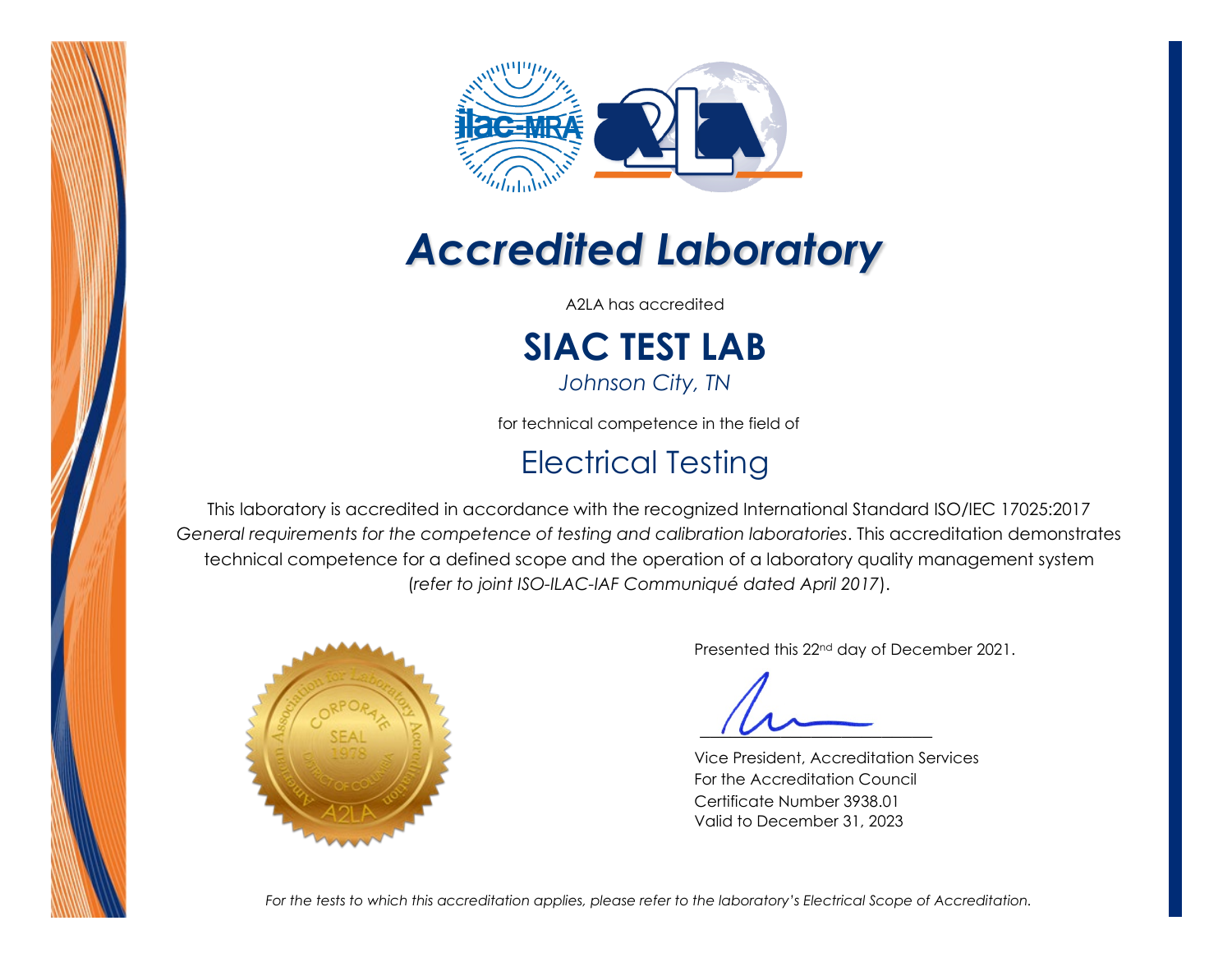# *Accredited Laboratory*

A2LA has accredited

## SIAC TEST LAB

*Johnson City, TN*

for technical competence in the field of

## Electrical Testing

This laboratory is accredited in accordance with the recognized International Standard ISO/IEC 17025:2017 *General requirements for the competence of testing and calibration laboratories*. This accreditation demonstrates technical competence for a defined scope and the operation of a laboratory quality management system (*refer to joint ISO-ILAC-IAF Communiqué dated April 2017*).

Presented this 22nd day of December 2021.

Vice President, Accreditation Services
For the Accreditation Council
Certificate Number 3938.01
Valid to December 31, 2023

*For the tests to which this accreditation applies, please refer to the laboratory's Electrical Scope of Accreditation.*